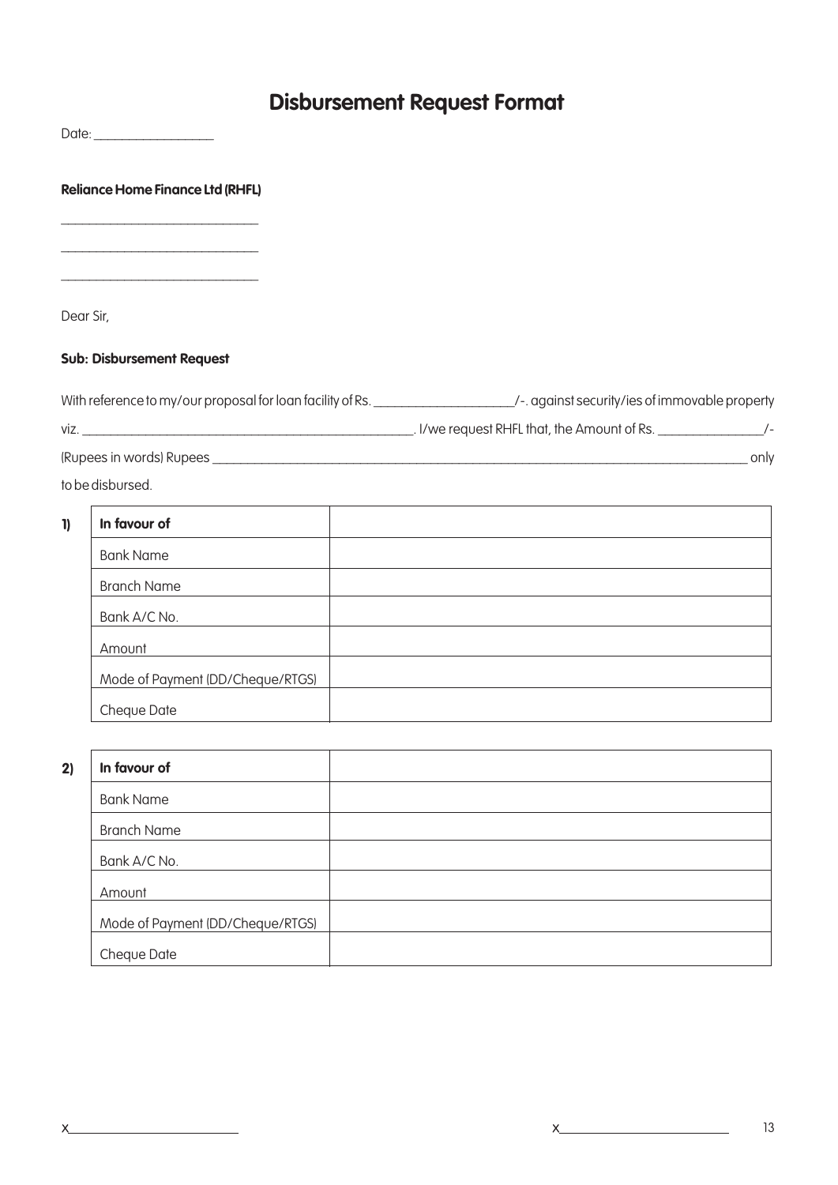# Disbursement Request Format

Date: _________________

**Reliance Home Finance Ltd (RHFL)**

_____________________________

_____________________________

_____________________________

Dear Sir,

**Sub: Disbursement Request**

With reference to my/our proposal for loan facility of Rs. ____________________/-. against security/ies of immovable property viz. ________________________________________________. I/we request RHFL that, the Amount of Rs. _______________/- (Rupees in words) Rupees ________________________________________________________________________________ only to be disbursed.

**1)**

| **In favour of** | |
|---|---|
| Bank Name | |
| Branch Name | |
| Bank A/C No. | |
| Amount | |
| Mode of Payment (DD/Cheque/RTGS) | |
| Cheque Date | |

**2)**

| **In favour of** | |
|---|---|
| Bank Name | |
| Branch Name | |
| Bank A/C No. | |
| Amount | |
| Mode of Payment (DD/Cheque/RTGS) | |
| Cheque Date | |

x________________________ x________________________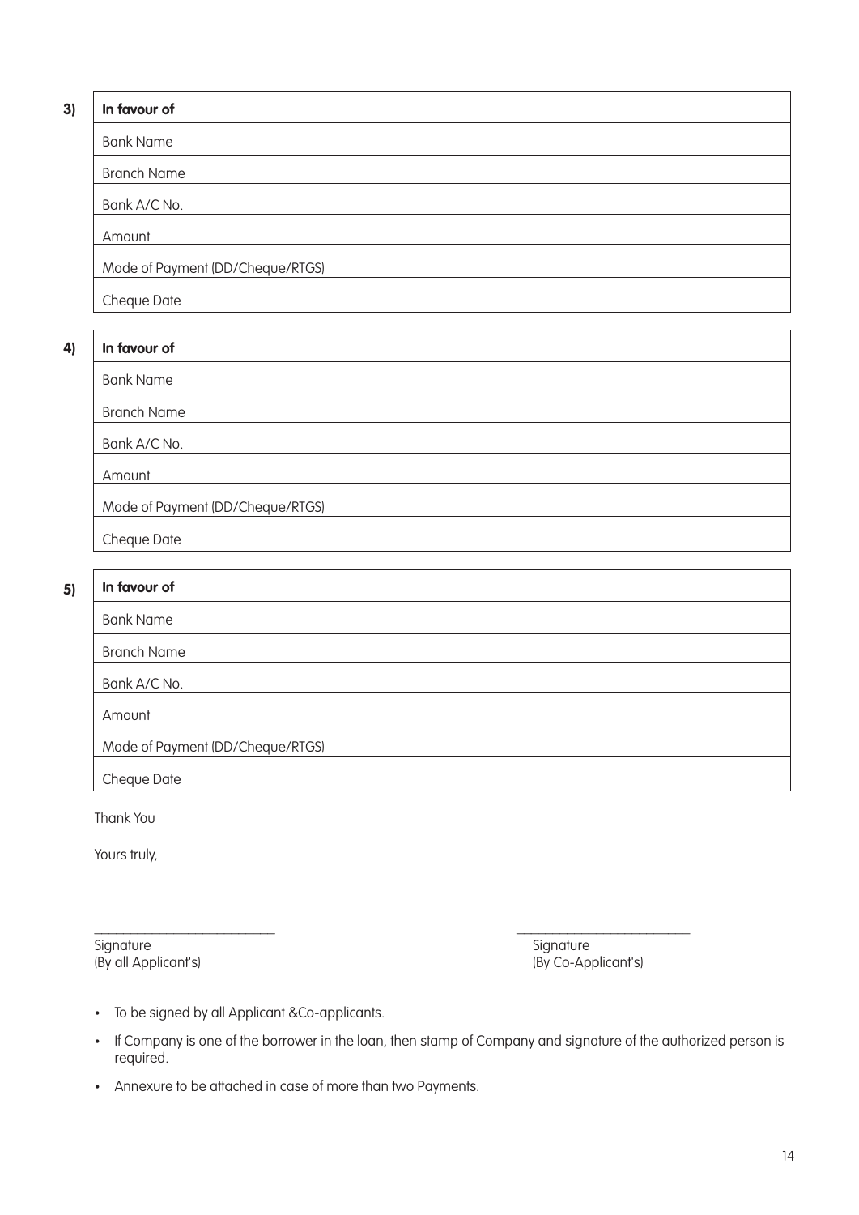3)

| | |
|---|---|
| **In favour of** | |
| Bank Name | |
| Branch Name | |
| Bank A/C No. | |
| Amount | |
| Mode of Payment (DD/Cheque/RTGS) | |
| Cheque Date | |

4)

| | |
|---|---|
| **In favour of** | |
| Bank Name | |
| Branch Name | |
| Bank A/C No. | |
| Amount | |
| Mode of Payment (DD/Cheque/RTGS) | |
| Cheque Date | |

5)

| | |
|---|---|
| **In favour of** | |
| Bank Name | |
| Branch Name | |
| Bank A/C No. | |
| Amount | |
| Mode of Payment (DD/Cheque/RTGS) | |
| Cheque Date | |

Thank You

Yours truly,

\_\_\_\_\_\_\_\_\_\_\_\_\_\_\_\_\_\_\_\_\_\_\_\_\_\_
Signature
(By all Applicant's)

\_\_\_\_\_\_\_\_\_\_\_\_\_\_\_\_\_\_\_\_\_\_\_\_\_\_
Signature
(By Co-Applicant's)

- To be signed by all Applicant &Co-applicants.
- If Company is one of the borrower in the loan, then stamp of Company and signature of the authorized person is required.
- Annexure to be attached in case of more than two Payments.